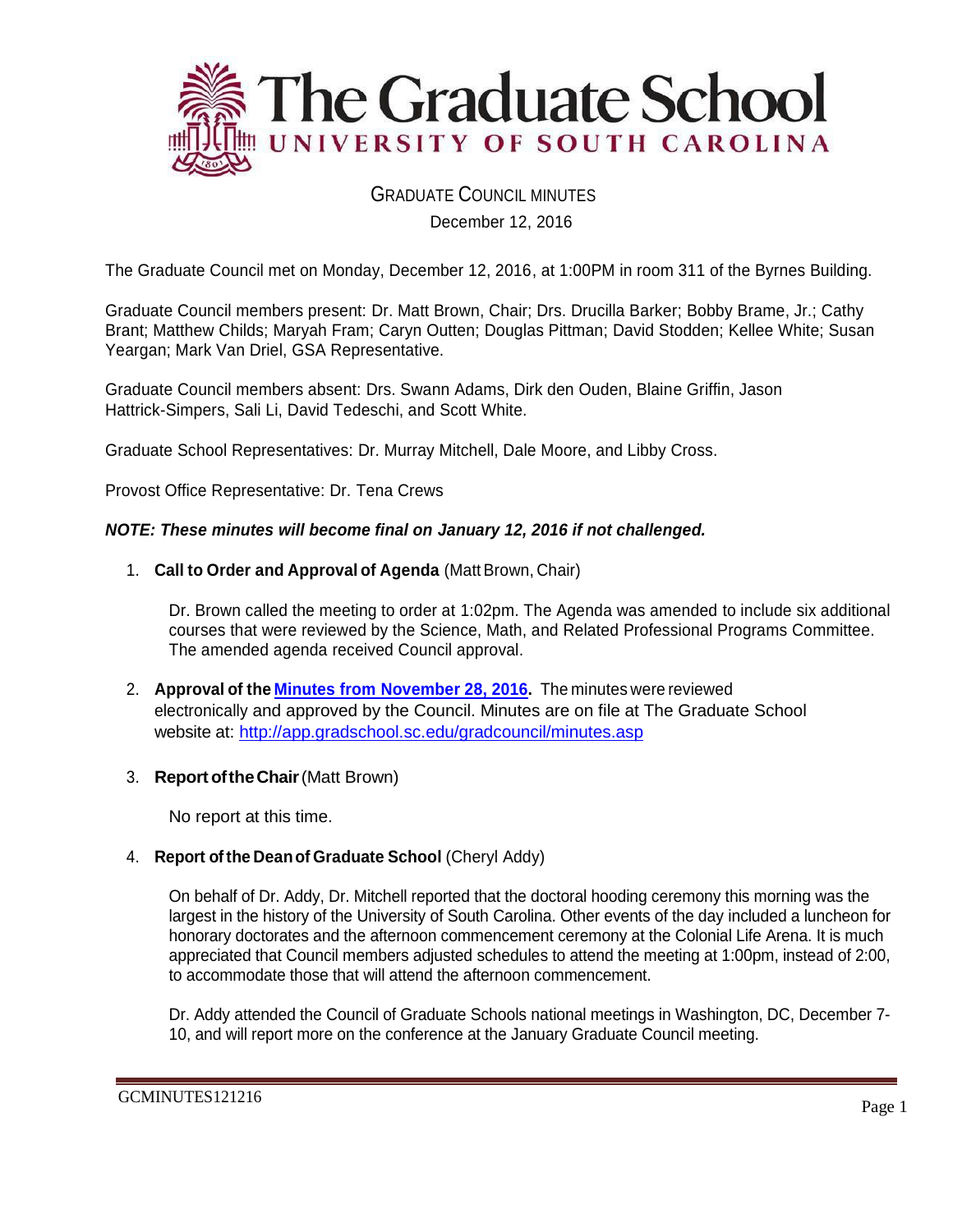# The Graduate School
## UNIVERSITY OF SOUTH CAROLINA

GRADUATE COUNCIL MINUTES

December 12, 2016

The Graduate Council met on Monday, December 12, 2016, at 1:00PM in room 311 of the Byrnes Building.

Graduate Council members present: Dr. Matt Brown, Chair; Drs. Drucilla Barker; Bobby Brame, Jr.; Cathy Brant; Matthew Childs; Maryah Fram; Caryn Outten; Douglas Pittman; David Stodden; Kellee White; Susan Yeargan; Mark Van Driel, GSA Representative.

Graduate Council members absent: Drs. Swann Adams, Dirk den Ouden, Blaine Griffin, Jason Hattrick-Simpers, Sali Li, David Tedeschi, and Scott White.

Graduate School Representatives: Dr. Murray Mitchell, Dale Moore, and Libby Cross.

Provost Office Representative: Dr. Tena Crews

***NOTE: These minutes will become final on January 12, 2016 if not challenged.***

1. **Call to Order and Approval of Agenda** (Matt Brown, Chair)

   Dr. Brown called the meeting to order at 1:02pm. The Agenda was amended to include six additional courses that were reviewed by the Science, Math, and Related Professional Programs Committee. The amended agenda received Council approval.

2. **Approval of the [Minutes from November 28, 2016](http://app.gradschool.sc.edu/gradcouncil/minutes.asp).** The minutes were reviewed electronically and approved by the Council. Minutes are on file at The Graduate School website at: http://app.gradschool.sc.edu/gradcouncil/minutes.asp

3. **Report of the Chair** (Matt Brown)

   No report at this time.

4. **Report of the Dean of Graduate School** (Cheryl Addy)

   On behalf of Dr. Addy, Dr. Mitchell reported that the doctoral hooding ceremony this morning was the largest in the history of the University of South Carolina. Other events of the day included a luncheon for honorary doctorates and the afternoon commencement ceremony at the Colonial Life Arena. It is much appreciated that Council members adjusted schedules to attend the meeting at 1:00pm, instead of 2:00, to accommodate those that will attend the afternoon commencement.

   Dr. Addy attended the Council of Graduate Schools national meetings in Washington, DC, December 7-10, and will report more on the conference at the January Graduate Council meeting.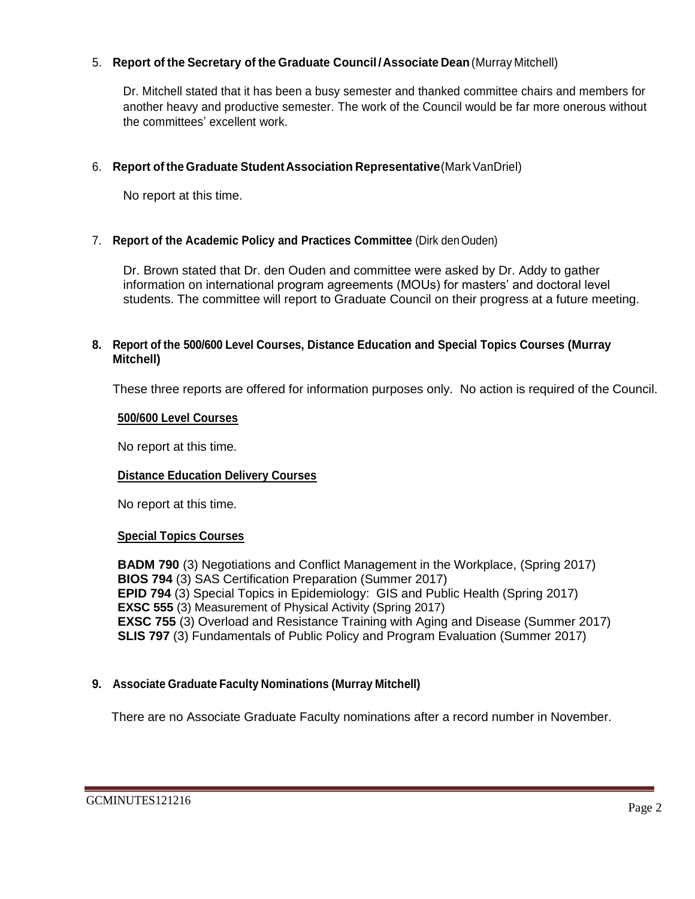5. **Report of the Secretary of the Graduate Council / Associate Dean** (Murray Mitchell)

   Dr. Mitchell stated that it has been a busy semester and thanked committee chairs and members for another heavy and productive semester. The work of the Council would be far more onerous without the committees' excellent work.

6. **Report of the Graduate Student Association Representative** (Mark VanDriel)

   No report at this time.

7. **Report of the Academic Policy and Practices Committee** (Dirk den Ouden)

   Dr. Brown stated that Dr. den Ouden and committee were asked by Dr. Addy to gather information on international program agreements (MOUs) for masters' and doctoral level students. The committee will report to Graduate Council on their progress at a future meeting.

8. **Report of the 500/600 Level Courses, Distance Education and Special Topics Courses (Murray Mitchell)**

   These three reports are offered for information purposes only. No action is required of the Council.

   **500/600 Level Courses**

   No report at this time.

   **Distance Education Delivery Courses**

   No report at this time.

   **Special Topics Courses**

   **BADM 790** (3) Negotiations and Conflict Management in the Workplace, (Spring 2017)
   **BIOS 794** (3) SAS Certification Preparation (Summer 2017)
   **EPID 794** (3) Special Topics in Epidemiology: GIS and Public Health (Spring 2017)
   **EXSC 555** (3) Measurement of Physical Activity (Spring 2017)
   **EXSC 755** (3) Overload and Resistance Training with Aging and Disease (Summer 2017)
   **SLIS 797** (3) Fundamentals of Public Policy and Program Evaluation (Summer 2017)

9. **Associate Graduate Faculty Nominations (Murray Mitchell)**

   There are no Associate Graduate Faculty nominations after a record number in November.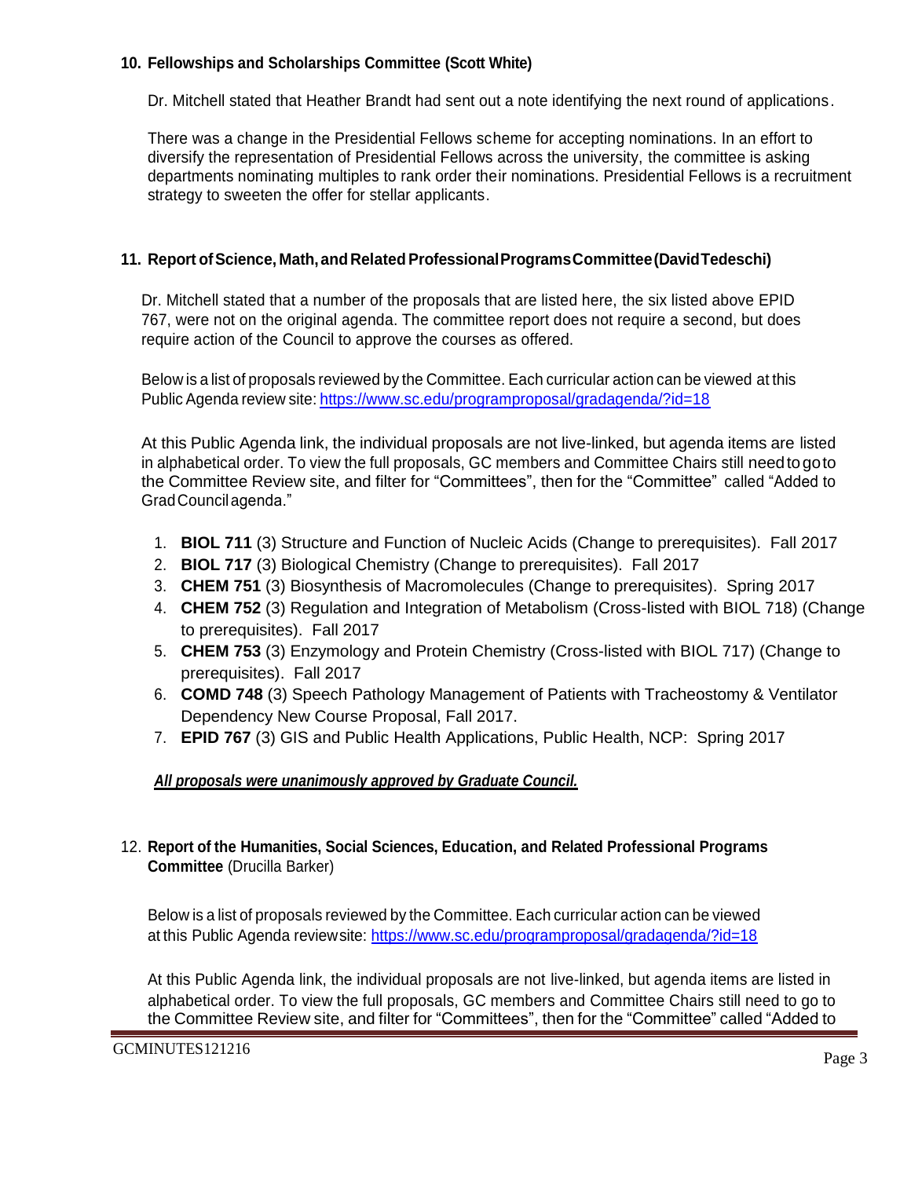**10. Fellowships and Scholarships Committee (Scott White)**

Dr. Mitchell stated that Heather Brandt had sent out a note identifying the next round of applications.

There was a change in the Presidential Fellows scheme for accepting nominations. In an effort to diversify the representation of Presidential Fellows across the university, the committee is asking departments nominating multiples to rank order their nominations. Presidential Fellows is a recruitment strategy to sweeten the offer for stellar applicants.

**11. Report of Science, Math, and Related Professional Programs Committee (David Tedeschi)**

Dr. Mitchell stated that a number of the proposals that are listed here, the six listed above EPID 767, were not on the original agenda. The committee report does not require a second, but does require action of the Council to approve the courses as offered.

Below is a list of proposals reviewed by the Committee. Each curricular action can be viewed at this Public Agenda review site: https://www.sc.edu/programproposal/gradagenda/?id=18

At this Public Agenda link, the individual proposals are not live-linked, but agenda items are listed in alphabetical order. To view the full proposals, GC members and Committee Chairs still need to go to the Committee Review site, and filter for "Committees", then for the "Committee" called "Added to Grad Council agenda."

1. **BIOL 711** (3) Structure and Function of Nucleic Acids (Change to prerequisites). Fall 2017
2. **BIOL 717** (3) Biological Chemistry (Change to prerequisites). Fall 2017
3. **CHEM 751** (3) Biosynthesis of Macromolecules (Change to prerequisites). Spring 2017
4. **CHEM 752** (3) Regulation and Integration of Metabolism (Cross-listed with BIOL 718) (Change to prerequisites). Fall 2017
5. **CHEM 753** (3) Enzymology and Protein Chemistry (Cross-listed with BIOL 717) (Change to prerequisites). Fall 2017
6. **COMD 748** (3) Speech Pathology Management of Patients with Tracheostomy & Ventilator Dependency New Course Proposal, Fall 2017.
7. **EPID 767** (3) GIS and Public Health Applications, Public Health, NCP: Spring 2017

***All proposals were unanimously approved by Graduate Council.***

12. **Report of the Humanities, Social Sciences, Education, and Related Professional Programs Committee** (Drucilla Barker)

Below is a list of proposals reviewed by the Committee. Each curricular action can be viewed at this Public Agenda review site: https://www.sc.edu/programproposal/gradagenda/?id=18

At this Public Agenda link, the individual proposals are not live-linked, but agenda items are listed in alphabetical order. To view the full proposals, GC members and Committee Chairs still need to go to the Committee Review site, and filter for "Committees", then for the "Committee" called "Added to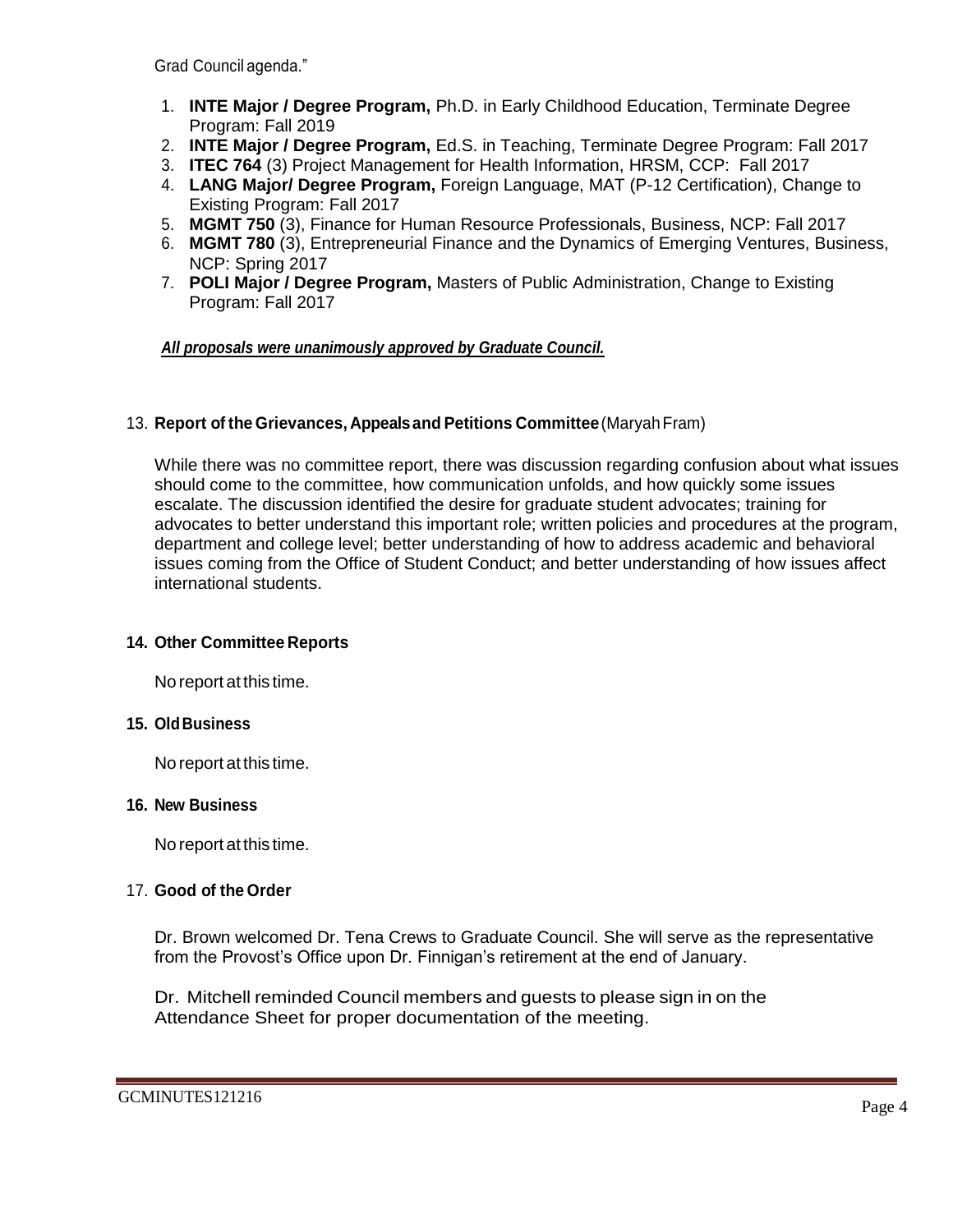Grad Council agenda."

1. **INTE Major / Degree Program,** Ph.D. in Early Childhood Education, Terminate Degree Program: Fall 2019
2. **INTE Major / Degree Program,** Ed.S. in Teaching, Terminate Degree Program: Fall 2017
3. **ITEC 764** (3) Project Management for Health Information, HRSM, CCP: Fall 2017
4. **LANG Major/ Degree Program,** Foreign Language, MAT (P-12 Certification), Change to Existing Program: Fall 2017
5. **MGMT 750** (3), Finance for Human Resource Professionals, Business, NCP: Fall 2017
6. **MGMT 780** (3), Entrepreneurial Finance and the Dynamics of Emerging Ventures, Business, NCP: Spring 2017
7. **POLI Major / Degree Program,** Masters of Public Administration, Change to Existing Program: Fall 2017

***All proposals were unanimously approved by Graduate Council.***

13. **Report of the Grievances, Appeals and Petitions Committee** (Maryah Fram)

While there was no committee report, there was discussion regarding confusion about what issues should come to the committee, how communication unfolds, and how quickly some issues escalate. The discussion identified the desire for graduate student advocates; training for advocates to better understand this important role; written policies and procedures at the program, department and college level; better understanding of how to address academic and behavioral issues coming from the Office of Student Conduct; and better understanding of how issues affect international students.

**14. Other Committee Reports**

No report at this time.

**15. Old Business**

No report at this time.

**16. New Business**

No report at this time.

17. **Good of the Order**

Dr. Brown welcomed Dr. Tena Crews to Graduate Council. She will serve as the representative from the Provost's Office upon Dr. Finnigan's retirement at the end of January.

Dr. Mitchell reminded Council members and guests to please sign in on the Attendance Sheet for proper documentation of the meeting.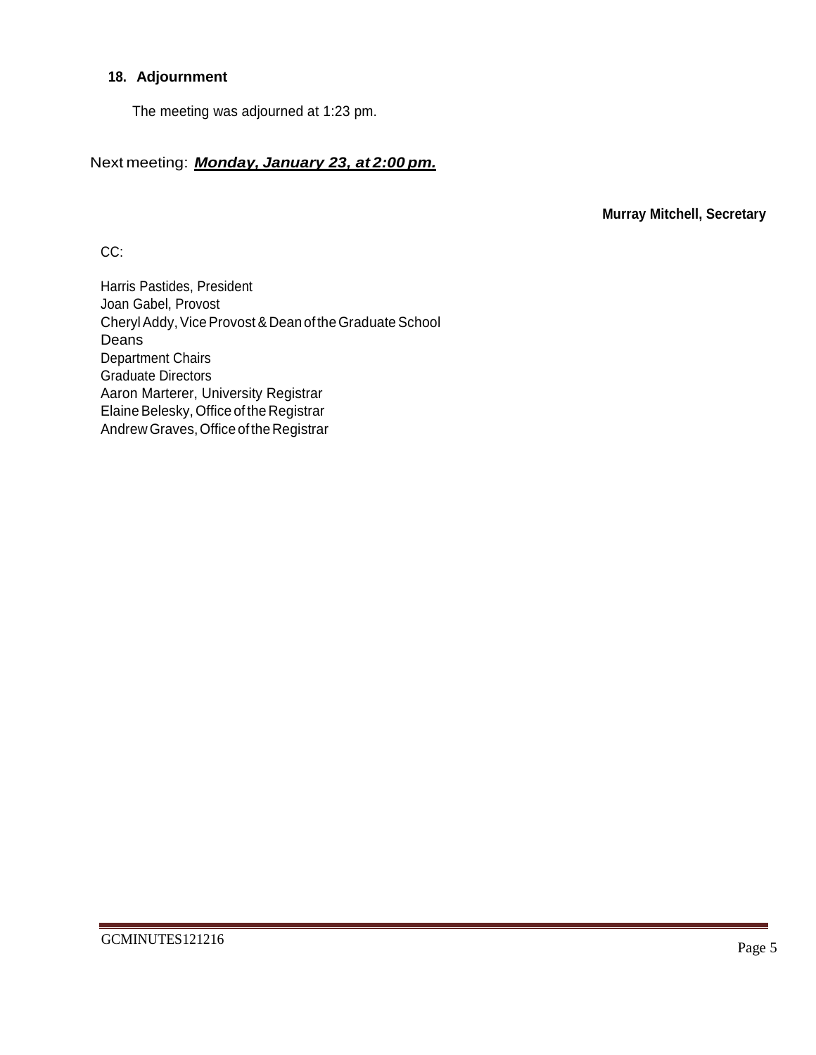**18. Adjournment**

The meeting was adjourned at 1:23 pm.

Next meeting: ***Monday, January 23, at 2:00 pm.***

**Murray Mitchell, Secretary**

CC:

Harris Pastides, President
Joan Gabel, Provost
Cheryl Addy, Vice Provost & Dean of the Graduate School
Deans
Department Chairs
Graduate Directors
Aaron Marterer, University Registrar
Elaine Belesky, Office of the Registrar
Andrew Graves, Office of the Registrar